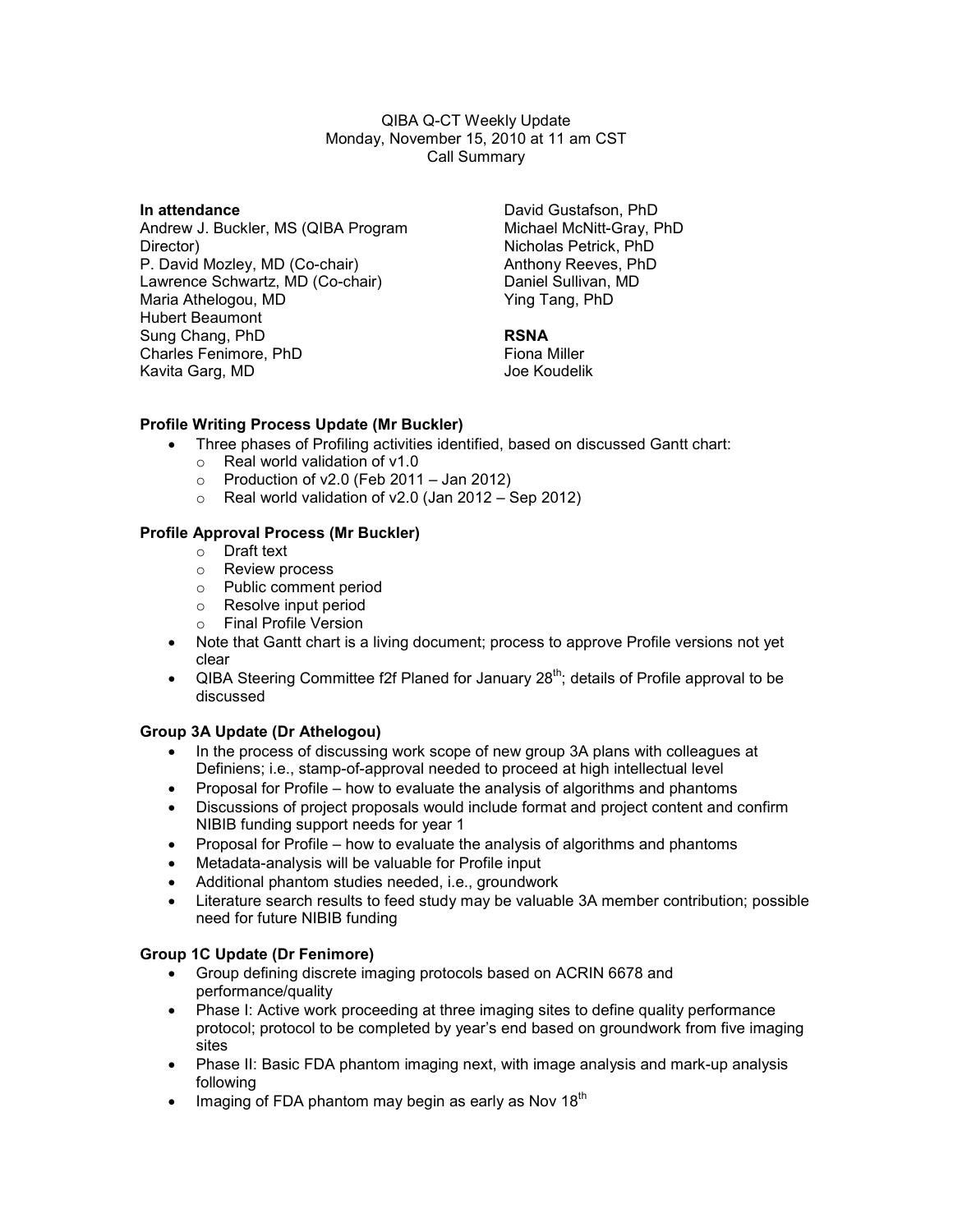QIBA Q-CT Weekly Update
Monday, November 15, 2010 at 11 am CST
Call Summary

**In attendance**

Andrew J. Buckler, MS (QIBA Program Director)
P. David Mozley, MD (Co-chair)
Lawrence Schwartz, MD (Co-chair)
Maria Athelogou, MD
Hubert Beaumont
Sung Chang, PhD
Charles Fenimore, PhD
Kavita Garg, MD
David Gustafson, PhD
Michael McNitt-Gray, PhD
Nicholas Petrick, PhD
Anthony Reeves, PhD
Daniel Sullivan, MD
Ying Tang, PhD

**RSNA**

Fiona Miller
Joe Koudelik

**Profile Writing Process Update (Mr Buckler)**

- Three phases of Profiling activities identified, based on discussed Gantt chart:
  - Real world validation of v1.0
  - Production of v2.0 (Feb 2011 – Jan 2012)
  - Real world validation of v2.0 (Jan 2012 – Sep 2012)

**Profile Approval Process (Mr Buckler)**

- Draft text
- Review process
- Public comment period
- Resolve input period
- Final Profile Version

- Note that Gantt chart is a living document; process to approve Profile versions not yet clear
- QIBA Steering Committee f2f Planed for January 28th; details of Profile approval to be discussed

**Group 3A Update (Dr Athelogou)**

- In the process of discussing work scope of new group 3A plans with colleagues at Definiens; i.e., stamp-of-approval needed to proceed at high intellectual level
- Proposal for Profile – how to evaluate the analysis of algorithms and phantoms
- Discussions of project proposals would include format and project content and confirm NIBIB funding support needs for year 1
- Proposal for Profile – how to evaluate the analysis of algorithms and phantoms
- Metadata-analysis will be valuable for Profile input
- Additional phantom studies needed, i.e., groundwork
- Literature search results to feed study may be valuable 3A member contribution; possible need for future NIBIB funding

**Group 1C Update (Dr Fenimore)**

- Group defining discrete imaging protocols based on ACRIN 6678 and performance/quality
- Phase I: Active work proceeding at three imaging sites to define quality performance protocol; protocol to be completed by year's end based on groundwork from five imaging sites
- Phase II: Basic FDA phantom imaging next, with image analysis and mark-up analysis following
- Imaging of FDA phantom may begin as early as Nov 18th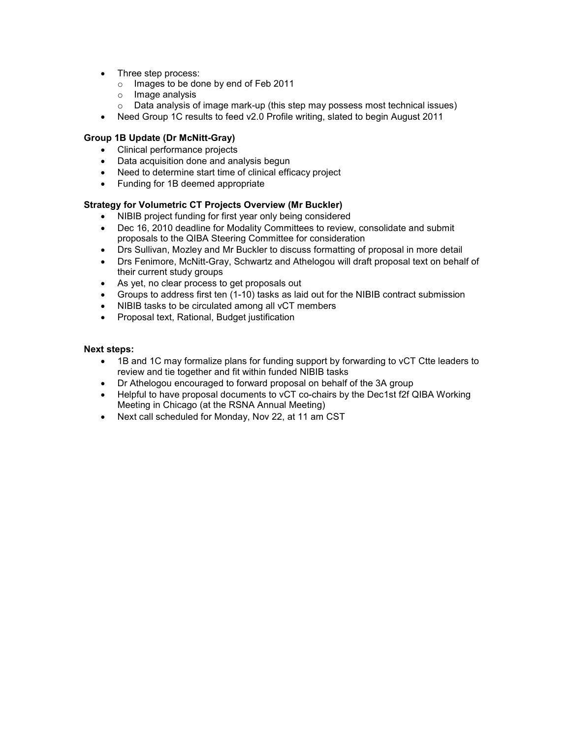- Three step process:
  - Images to be done by end of Feb 2011
  - Image analysis
  - Data analysis of image mark-up (this step may possess most technical issues)
- Need Group 1C results to feed v2.0 Profile writing, slated to begin August 2011

**Group 1B Update (Dr McNitt-Gray)**

- Clinical performance projects
- Data acquisition done and analysis begun
- Need to determine start time of clinical efficacy project
- Funding for 1B deemed appropriate

**Strategy for Volumetric CT Projects Overview (Mr Buckler)**

- NIBIB project funding for first year only being considered
- Dec 16, 2010 deadline for Modality Committees to review, consolidate and submit proposals to the QIBA Steering Committee for consideration
- Drs Sullivan, Mozley and Mr Buckler to discuss formatting of proposal in more detail
- Drs Fenimore, McNitt-Gray, Schwartz and Athelogou will draft proposal text on behalf of their current study groups
- As yet, no clear process to get proposals out
- Groups to address first ten (1-10) tasks as laid out for the NIBIB contract submission
- NIBIB tasks to be circulated among all vCT members
- Proposal text, Rational, Budget justification

**Next steps:**

- 1B and 1C may formalize plans for funding support by forwarding to vCT Ctte leaders to review and tie together and fit within funded NIBIB tasks
- Dr Athelogou encouraged to forward proposal on behalf of the 3A group
- Helpful to have proposal documents to vCT co-chairs by the Dec1st f2f QIBA Working Meeting in Chicago (at the RSNA Annual Meeting)
- Next call scheduled for Monday, Nov 22, at 11 am CST